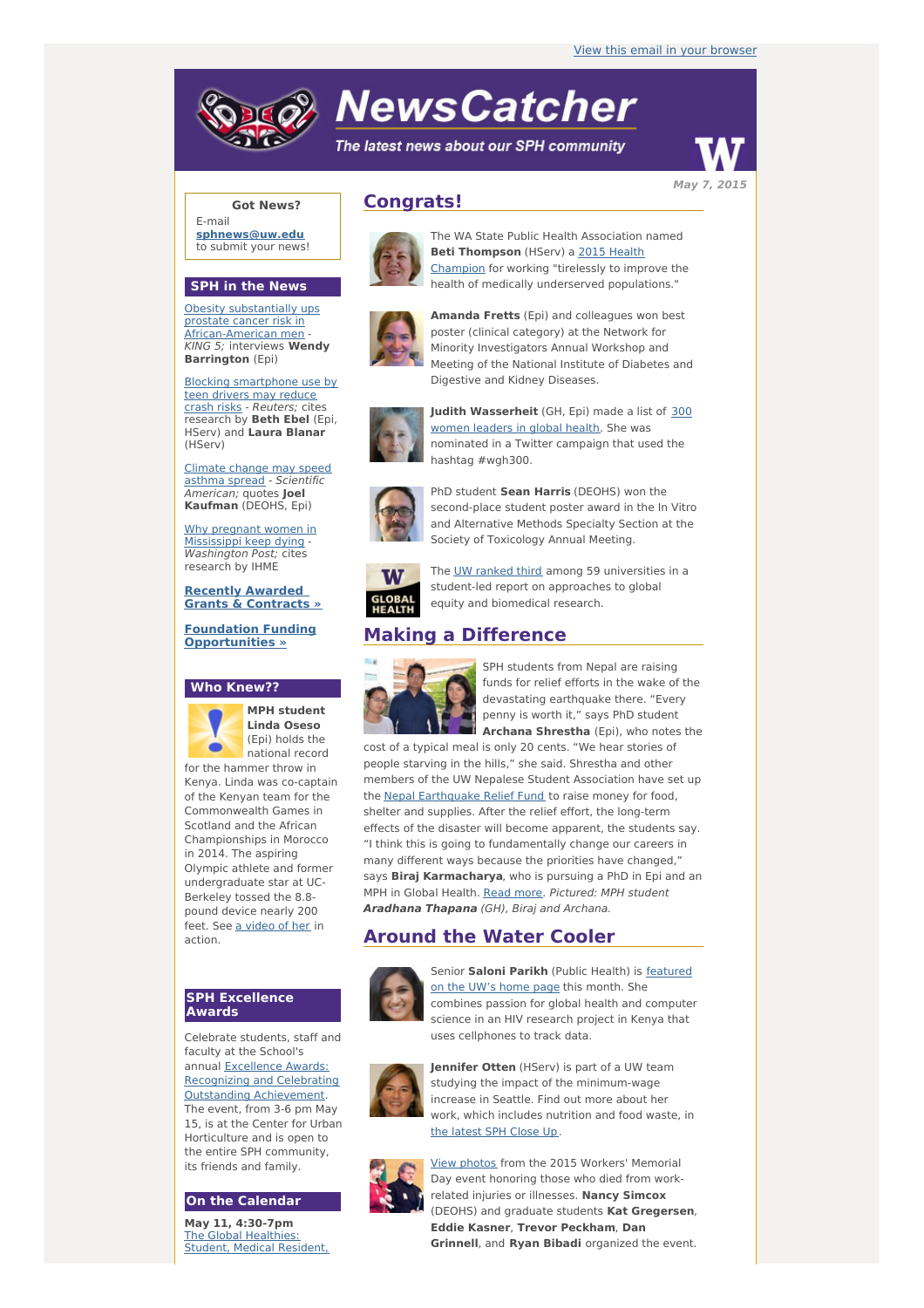View this email in your browser

# NewsCatcher

*The latest news about our SPH community*

May 7, 2015

## Congrats!

The WA State Public Health Association named **Beti Thompson** (HServ) a 2015 Health Champion for working "tirelessly to improve the health of medically underserved populations."

**Amanda Fretts** (Epi) and colleagues won best poster (clinical category) at the Network for Minority Investigators Annual Workshop and Meeting of the National Institute of Diabetes and Digestive and Kidney Diseases.

**Judith Wasserheit** (GH, Epi) made a list of 300 women leaders in global health. She was nominated in a Twitter campaign that used the hashtag #wgh300.

PhD student **Sean Harris** (DEOHS) won the second-place student poster award in the In Vitro and Alternative Methods Specialty Section at the Society of Toxicology Annual Meeting.

The UW ranked third among 59 universities in a student-led report on approaches to global equity and biomedical research.

## Making a Difference

SPH students from Nepal are raising funds for relief efforts in the wake of the devastating earthquake there. "Every penny is worth it," says PhD student **Archana Shrestha** (Epi), who notes the cost of a typical meal is only 20 cents. "We hear stories of people starving in the hills," she said. Shrestha and other members of the UW Nepalese Student Association have set up the Nepal Earthquake Relief Fund to raise money for food, shelter and supplies. After the relief effort, the long-term effects of the disaster will become apparent, the students say. "I think this is going to fundamentally change our careers in many different ways because the priorities have changed," says **Biraj Karmacharya**, who is pursuing a PhD in Epi and an MPH in Global Health. Read more. *Pictured: MPH student **Aradhana Thapana** (GH), Biraj and Archana.*

## Around the Water Cooler

Senior **Saloni Parikh** (Public Health) is featured on the UW's home page this month. She combines passion for global health and computer science in an HIV research project in Kenya that uses cellphones to track data.

**Jennifer Otten** (HServ) is part of a UW team studying the impact of the minimum-wage increase in Seattle. Find out more about her work, which includes nutrition and food waste, in the latest SPH Close Up.

View photos from the 2015 Workers' Memorial Day event honoring those who died from work-related injuries or illnesses. **Nancy Simcox** (DEOHS) and graduate students **Kat Gregersen**, **Eddie Kasner**, **Trevor Peckham**, **Dan Grinnell**, and **Ryan Bibadi** organized the event.

---

**Got News?**

E-mail **sphnews@uw.edu** to submit your news!

## SPH in the News

Obesity substantially ups prostate cancer risk in African-American men - *KING 5;* interviews **Wendy Barrington** (Epi)

Blocking smartphone use by teen drivers may reduce crash risks - *Reuters;* cites research by **Beth Ebel** (Epi, HServ) and **Laura Blanar** (HServ)

Climate change may speed asthma spread - *Scientific American;* quotes **Joel Kaufman** (DEOHS, Epi)

Why pregnant women in Mississippi keep dying - *Washington Post;* cites research by IHME

**Recently Awarded Grants & Contracts »**

**Foundation Funding Opportunities »**

## Who Knew??

**MPH student Linda Oseso** (Epi) holds the national record for the hammer throw in Kenya. Linda was co-captain of the Kenyan team for the Commonwealth Games in Scotland and the African Championships in Morocco in 2014. The aspiring Olympic athlete and former undergraduate star at UC-Berkeley tossed the 8.8-pound device nearly 200 feet. See a video of her in action.

## SPH Excellence Awards

Celebrate students, staff and faculty at the School's annual Excellence Awards: Recognizing and Celebrating Outstanding Achievement. The event, from 3-6 pm May 15, is at the Center for Urban Horticulture and is open to the entire SPH community, its friends and family.

## On the Calendar

**May 11, 4:30-7pm**
The Global Healthies: Student, Medical Resident,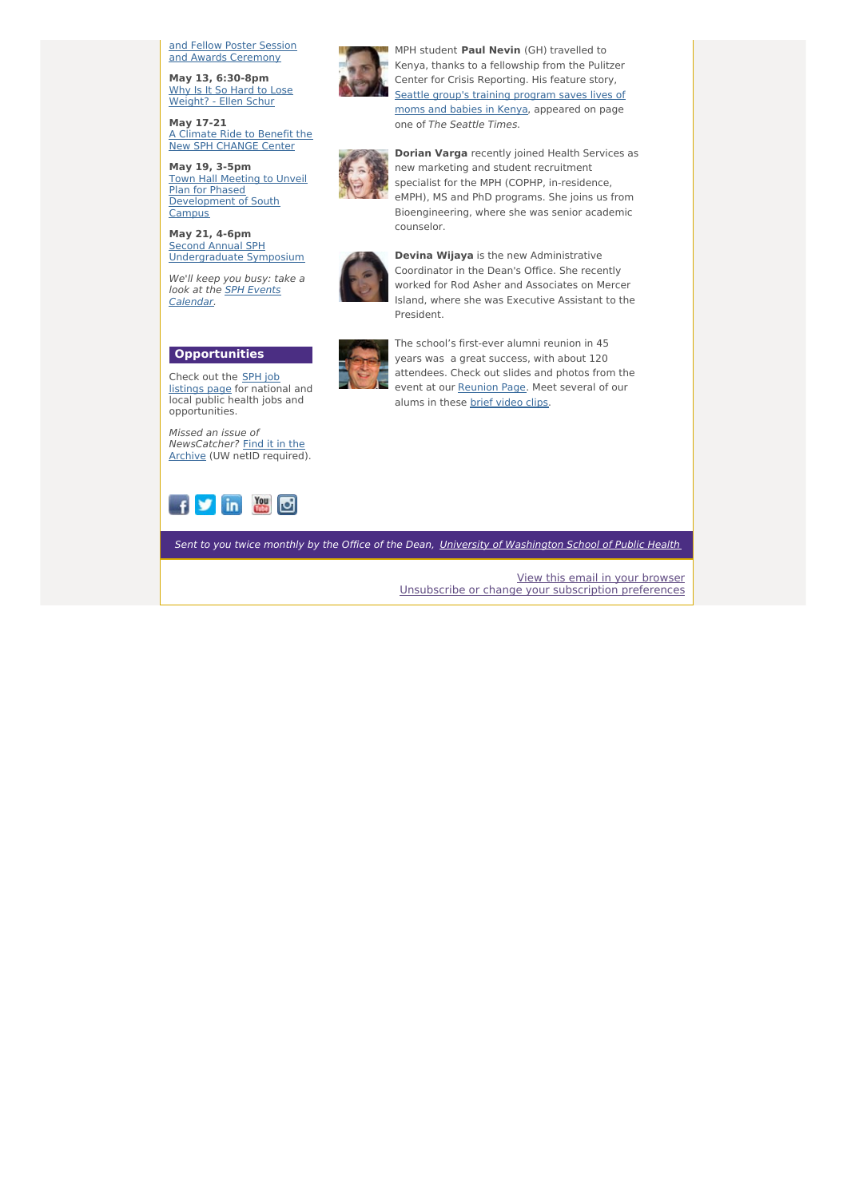and Fellow Poster Session and Awards Ceremony

**May 13, 6:30-8pm**
Why Is It So Hard to Lose Weight? - Ellen Schur

**May 17-21**
A Climate Ride to Benefit the New SPH CHANGE Center

**May 19, 3-5pm**
Town Hall Meeting to Unveil Plan for Phased Development of South Campus

**May 21, 4-6pm**
Second Annual SPH Undergraduate Symposium

*We'll keep you busy: take a look at the SPH Events Calendar.*

## Opportunities

Check out the SPH job listings page for national and local public health jobs and opportunities.

*Missed an issue of NewsCatcher?* Find it in the Archive (UW netID required).

MPH student **Paul Nevin** (GH) travelled to Kenya, thanks to a fellowship from the Pulitzer Center for Crisis Reporting. His feature story, Seattle group's training program saves lives of moms and babies in Kenya, appeared on page one of *The Seattle Times.*

**Dorian Varga** recently joined Health Services as new marketing and student recruitment specialist for the MPH (COPHP, in-residence, eMPH), MS and PhD programs. She joins us from Bioengineering, where she was senior academic counselor.

**Devina Wijaya** is the new Administrative Coordinator in the Dean's Office. She recently worked for Rod Asher and Associates on Mercer Island, where she was Executive Assistant to the President.

The school's first-ever alumni reunion in 45 years was a great success, with about 120 attendees. Check out slides and photos from the event at our Reunion Page. Meet several of our alums in these brief video clips.

*Sent to you twice monthly by the Office of the Dean, University of Washington School of Public Health*

View this email in your browser
Unsubscribe or change your subscription preferences